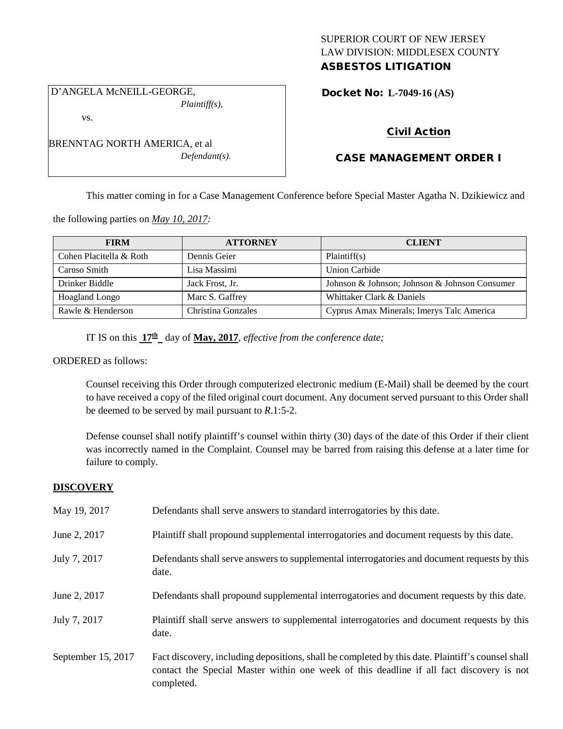SUPERIOR COURT OF NEW JERSEY
LAW DIVISION: MIDDLESEX COUNTY
**ASBESTOS LITIGATION**

D'ANGELA McNEILL-GEORGE,
*Plaintiff(s),*
vs.
BRENNTAG NORTH AMERICA, et al
*Defendant(s).*

**Docket No: L-7049-16 (AS)**

**Civil Action**

**CASE MANAGEMENT ORDER I**

This matter coming in for a Case Management Conference before Special Master Agatha N. Dzikiewicz and the following parties on *May 10, 2017:*

| FIRM | ATTORNEY | CLIENT |
| --- | --- | --- |
| Cohen Placitella & Roth | Dennis Geier | Plaintiff(s) |
| Caruso Smith | Lisa Massimi | Union Carbide |
| Drinker Biddle | Jack Frost, Jr. | Johnson & Johnson; Johnson & Johnson Consumer |
| Hoagland Longo | Marc S. Gaffrey | Whittaker Clark & Daniels |
| Rawle & Henderson | Christina Gonzales | Cyprus Amax Minerals; Imerys Talc America |

IT IS on this **17th** day of **May, 2017**, *effective from the conference date;*

ORDERED as follows:

Counsel receiving this Order through computerized electronic medium (E-Mail) shall be deemed by the court to have received a copy of the filed original court document. Any document served pursuant to this Order shall be deemed to be served by mail pursuant to *R*.1:5-2.

Defense counsel shall notify plaintiff's counsel within thirty (30) days of the date of this Order if their client was incorrectly named in the Complaint. Counsel may be barred from raising this defense at a later time for failure to comply.

## DISCOVERY

| | |
| --- | --- |
| May 19, 2017 | Defendants shall serve answers to standard interrogatories by this date. |
| June 2, 2017 | Plaintiff shall propound supplemental interrogatories and document requests by this date. |
| July 7, 2017 | Defendants shall serve answers to supplemental interrogatories and document requests by this date. |
| June 2, 2017 | Defendants shall propound supplemental interrogatories and document requests by this date. |
| July 7, 2017 | Plaintiff shall serve answers to supplemental interrogatories and document requests by this date. |
| September 15, 2017 | Fact discovery, including depositions, shall be completed by this date. Plaintiff's counsel shall contact the Special Master within one week of this deadline if all fact discovery is not completed. |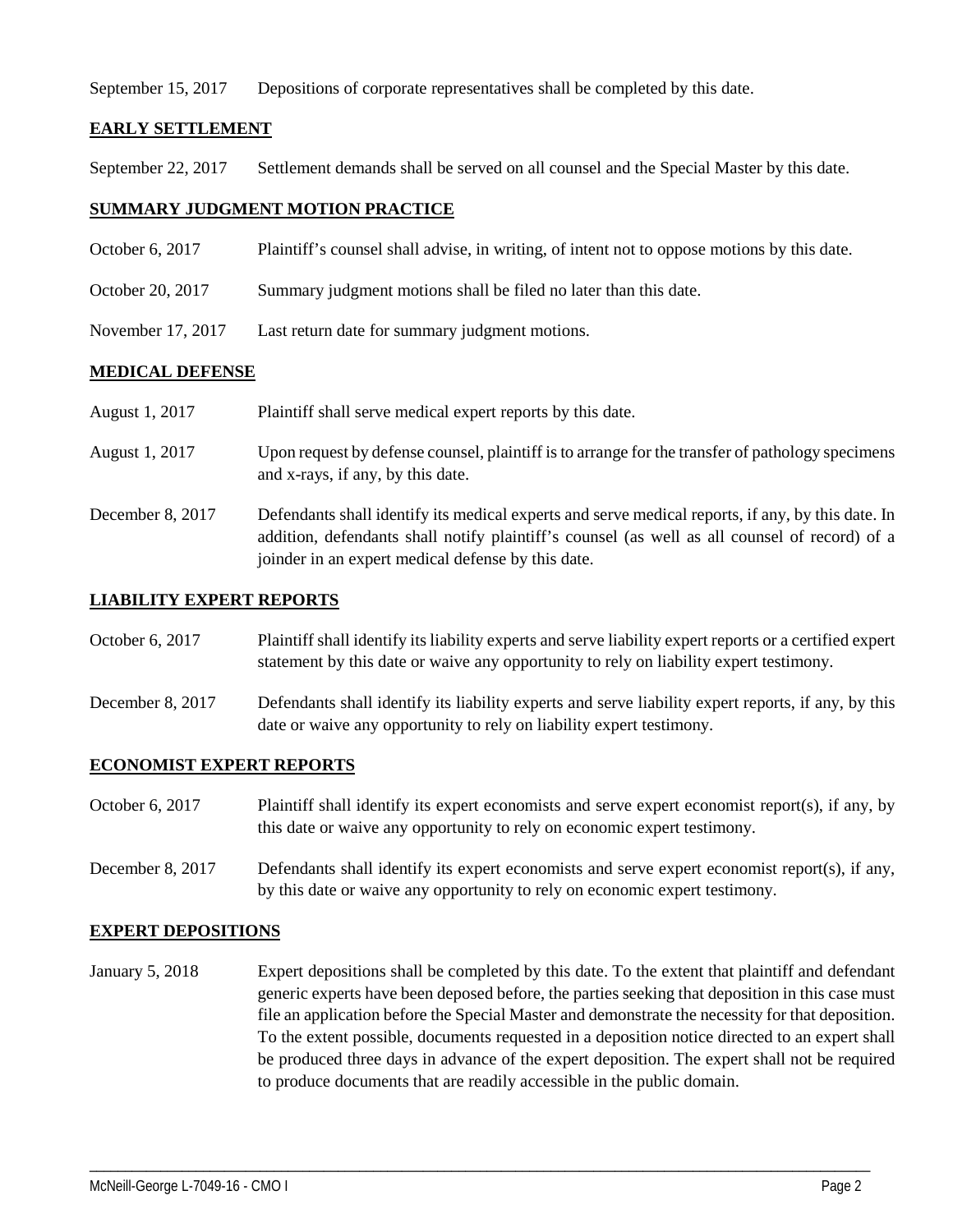September 15, 2017 Depositions of corporate representatives shall be completed by this date.

## EARLY SETTLEMENT

September 22, 2017 Settlement demands shall be served on all counsel and the Special Master by this date.

## SUMMARY JUDGMENT MOTION PRACTICE

October 6, 2017 Plaintiff's counsel shall advise, in writing, of intent not to oppose motions by this date.

October 20, 2017 Summary judgment motions shall be filed no later than this date.

November 17, 2017 Last return date for summary judgment motions.

## MEDICAL DEFENSE

August 1, 2017 Plaintiff shall serve medical expert reports by this date.

August 1, 2017 Upon request by defense counsel, plaintiff is to arrange for the transfer of pathology specimens and x-rays, if any, by this date.

December 8, 2017 Defendants shall identify its medical experts and serve medical reports, if any, by this date. In addition, defendants shall notify plaintiff's counsel (as well as all counsel of record) of a joinder in an expert medical defense by this date.

## LIABILITY EXPERT REPORTS

October 6, 2017 Plaintiff shall identify its liability experts and serve liability expert reports or a certified expert statement by this date or waive any opportunity to rely on liability expert testimony.

December 8, 2017 Defendants shall identify its liability experts and serve liability expert reports, if any, by this date or waive any opportunity to rely on liability expert testimony.

## ECONOMIST EXPERT REPORTS

October 6, 2017 Plaintiff shall identify its expert economists and serve expert economist report(s), if any, by this date or waive any opportunity to rely on economic expert testimony.

December 8, 2017 Defendants shall identify its expert economists and serve expert economist report(s), if any, by this date or waive any opportunity to rely on economic expert testimony.

## EXPERT DEPOSITIONS

January 5, 2018 Expert depositions shall be completed by this date. To the extent that plaintiff and defendant generic experts have been deposed before, the parties seeking that deposition in this case must file an application before the Special Master and demonstrate the necessity for that deposition. To the extent possible, documents requested in a deposition notice directed to an expert shall be produced three days in advance of the expert deposition. The expert shall not be required to produce documents that are readily accessible in the public domain.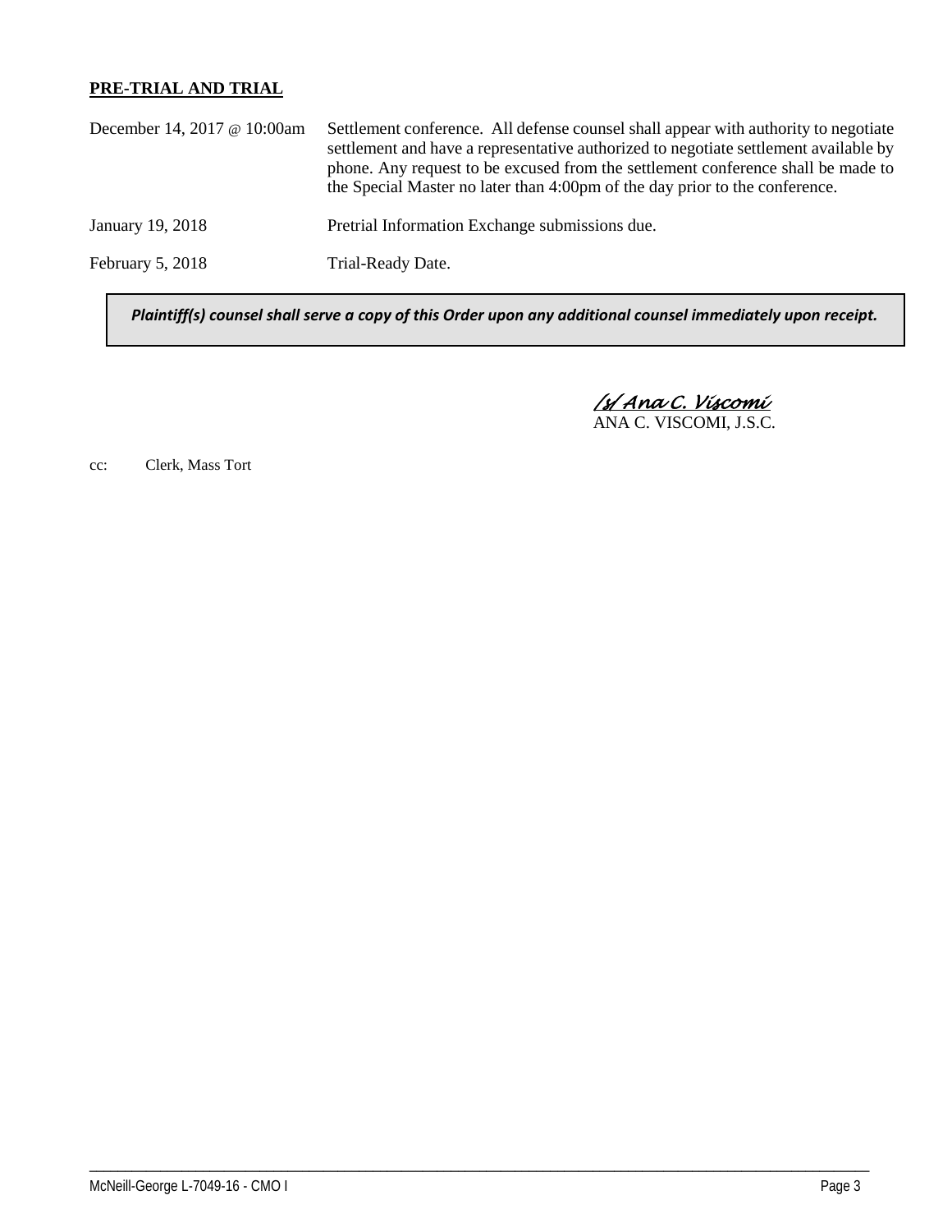**PRE-TRIAL AND TRIAL**

| | |
|---|---|
| December 14, 2017 @ 10:00am | Settlement conference. All defense counsel shall appear with authority to negotiate settlement and have a representative authorized to negotiate settlement available by phone. Any request to be excused from the settlement conference shall be made to the Special Master no later than 4:00pm of the day prior to the conference. |
| January 19, 2018 | Pretrial Information Exchange submissions due. |
| February 5, 2018 | Trial-Ready Date. |

***Plaintiff(s) counsel shall serve a copy of this Order upon any additional counsel immediately upon receipt.***

/s/ Ana C. Viscomi
ANA C. VISCOMI, J.S.C.

cc: Clerk, Mass Tort